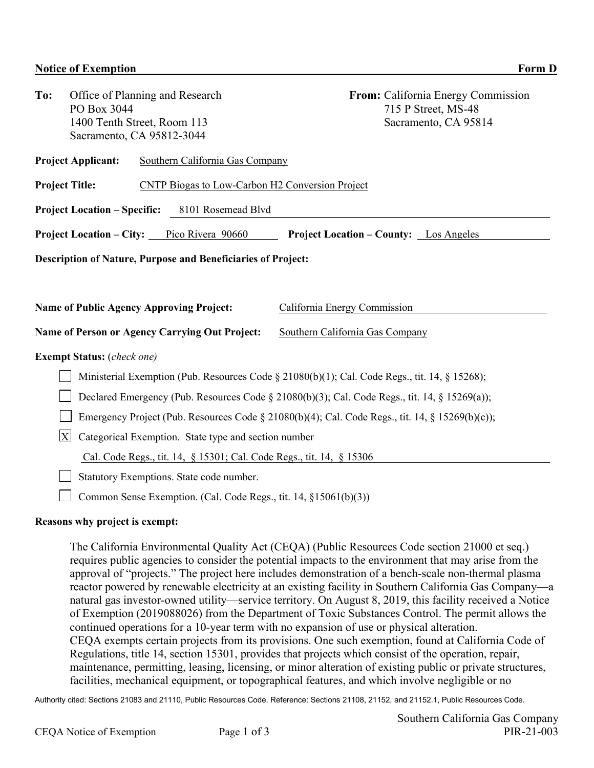**Notice of Exemption** **Form D**

**To:** Office of Planning and Research
PO Box 3044
1400 Tenth Street, Room 113
Sacramento, CA 95812-3044

**From:** California Energy Commission
715 P Street, MS-48
Sacramento, CA 95814

**Project Applicant:** Southern California Gas Company

**Project Title:** CNTP Biogas to Low-Carbon H2 Conversion Project

**Project Location – Specific:** 8101 Rosemead Blvd

**Project Location – City:** Pico Rivera 90660 **Project Location – County:** Los Angeles

**Description of Nature, Purpose and Beneficiaries of Project:**

**Name of Public Agency Approving Project:** California Energy Commission

**Name of Person or Agency Carrying Out Project:** Southern California Gas Company

**Exempt Status:** (*check one*)

- [ ] Ministerial Exemption (Pub. Resources Code § 21080(b)(1); Cal. Code Regs., tit. 14, § 15268);
- [ ] Declared Emergency (Pub. Resources Code § 21080(b)(3); Cal. Code Regs., tit. 14, § 15269(a));
- [ ] Emergency Project (Pub. Resources Code § 21080(b)(4); Cal. Code Regs., tit. 14, § 15269(b)(c));
- [X] Categorical Exemption. State type and section number
  Cal. Code Regs., tit. 14, § 15301; Cal. Code Regs., tit. 14, § 15306
- [ ] Statutory Exemptions. State code number.
- [ ] Common Sense Exemption. (Cal. Code Regs., tit. 14, §15061(b)(3))

**Reasons why project is exempt:**

The California Environmental Quality Act (CEQA) (Public Resources Code section 21000 et seq.) requires public agencies to consider the potential impacts to the environment that may arise from the approval of "projects." The project here includes demonstration of a bench-scale non-thermal plasma reactor powered by renewable electricity at an existing facility in Southern California Gas Company—a natural gas investor-owned utility—service territory. On August 8, 2019, this facility received a Notice of Exemption (2019088026) from the Department of Toxic Substances Control. The permit allows the continued operations for a 10-year term with no expansion of use or physical alteration.
CEQA exempts certain projects from its provisions. One such exemption, found at California Code of Regulations, title 14, section 15301, provides that projects which consist of the operation, repair, maintenance, permitting, leasing, licensing, or minor alteration of existing public or private structures, facilities, mechanical equipment, or topographical features, and which involve negligible or no

Authority cited: Sections 21083 and 21110, Public Resources Code. Reference: Sections 21108, 21152, and 21152.1, Public Resources Code.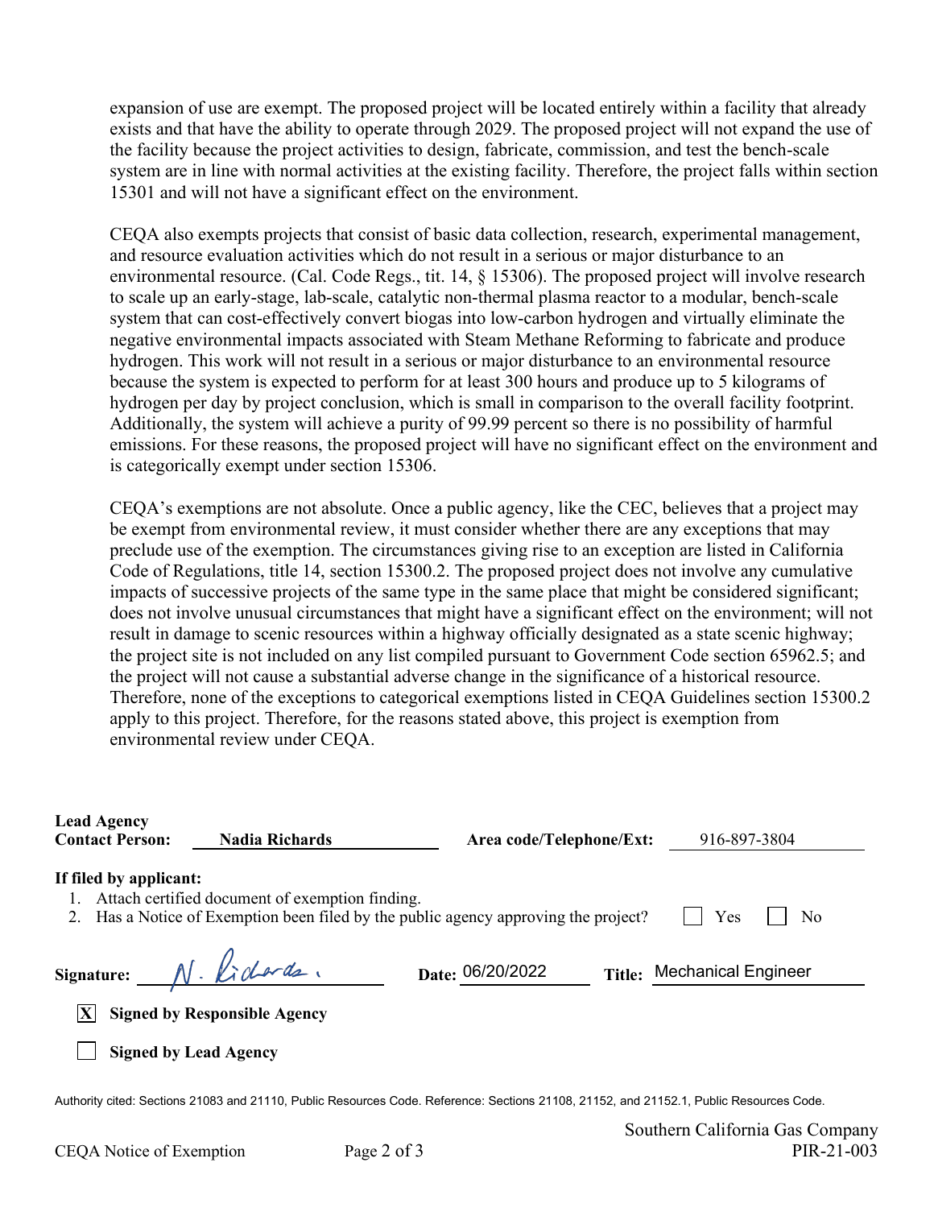expansion of use are exempt. The proposed project will be located entirely within a facility that already exists and that have the ability to operate through 2029. The proposed project will not expand the use of the facility because the project activities to design, fabricate, commission, and test the bench-scale system are in line with normal activities at the existing facility. Therefore, the project falls within section 15301 and will not have a significant effect on the environment.

CEQA also exempts projects that consist of basic data collection, research, experimental management, and resource evaluation activities which do not result in a serious or major disturbance to an environmental resource. (Cal. Code Regs., tit. 14, § 15306). The proposed project will involve research to scale up an early-stage, lab-scale, catalytic non-thermal plasma reactor to a modular, bench-scale system that can cost-effectively convert biogas into low-carbon hydrogen and virtually eliminate the negative environmental impacts associated with Steam Methane Reforming to fabricate and produce hydrogen. This work will not result in a serious or major disturbance to an environmental resource because the system is expected to perform for at least 300 hours and produce up to 5 kilograms of hydrogen per day by project conclusion, which is small in comparison to the overall facility footprint. Additionally, the system will achieve a purity of 99.99 percent so there is no possibility of harmful emissions. For these reasons, the proposed project will have no significant effect on the environment and is categorically exempt under section 15306.

CEQA's exemptions are not absolute. Once a public agency, like the CEC, believes that a project may be exempt from environmental review, it must consider whether there are any exceptions that may preclude use of the exemption. The circumstances giving rise to an exception are listed in California Code of Regulations, title 14, section 15300.2. The proposed project does not involve any cumulative impacts of successive projects of the same type in the same place that might be considered significant; does not involve unusual circumstances that might have a significant effect on the environment; will not result in damage to scenic resources within a highway officially designated as a state scenic highway; the project site is not included on any list compiled pursuant to Government Code section 65962.5; and the project will not cause a substantial adverse change in the significance of a historical resource. Therefore, none of the exceptions to categorical exemptions listed in CEQA Guidelines section 15300.2 apply to this project. Therefore, for the reasons stated above, this project is exemption from environmental review under CEQA.

**Lead Agency Contact Person:** Nadia Richards **Area code/Telephone/Ext:** 916-897-3804

**If filed by applicant:**

1. Attach certified document of exemption finding.
2. Has a Notice of Exemption been filed by the public agency approving the project? ☐ Yes ☐ No

**Signature:** N. Richards **Date:** 06/20/2022 **Title:** Mechanical Engineer

[X] **Signed by Responsible Agency**

[ ] **Signed by Lead Agency**

Authority cited: Sections 21083 and 21110, Public Resources Code. Reference: Sections 21108, 21152, and 21152.1, Public Resources Code.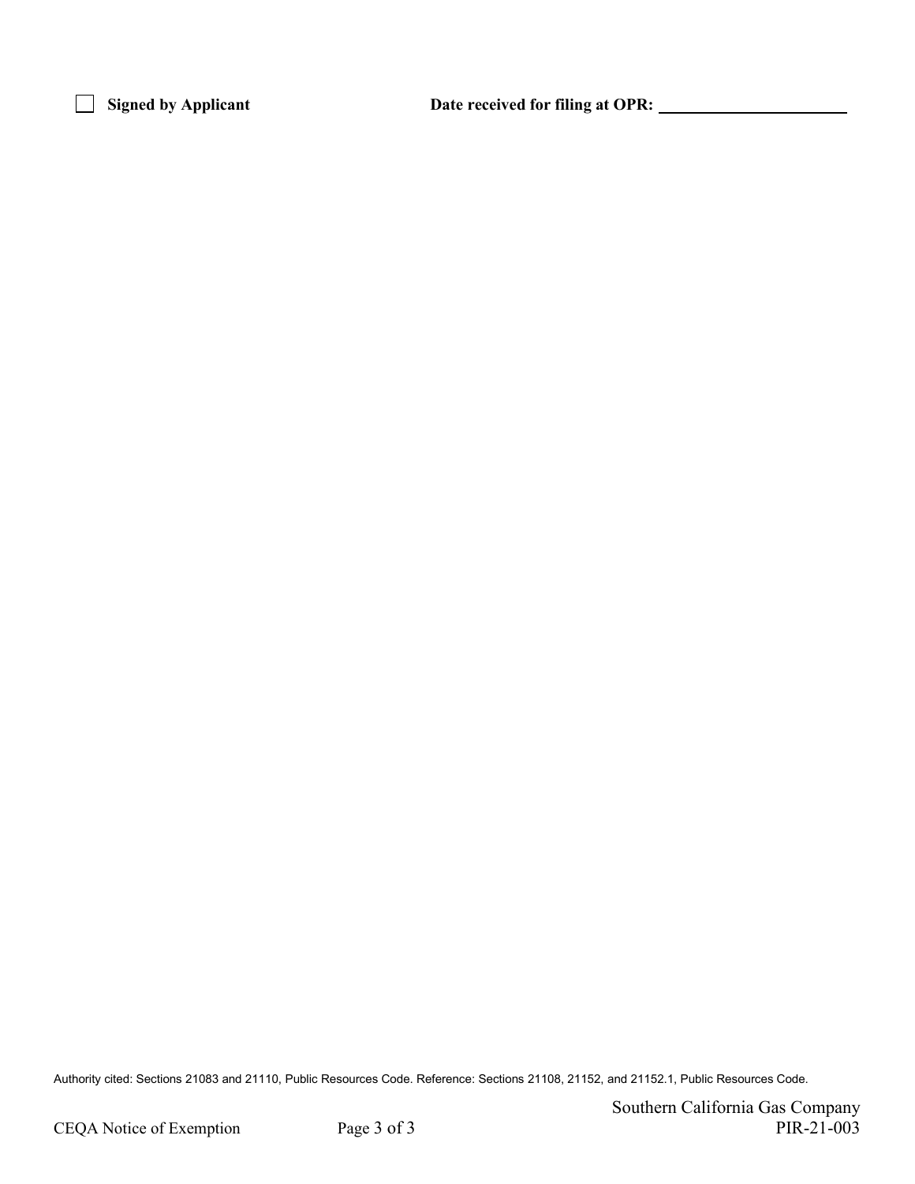☐ **Signed by Applicant** **Date received for filing at OPR:** _______________________

Authority cited: Sections 21083 and 21110, Public Resources Code. Reference: Sections 21108, 21152, and 21152.1, Public Resources Code.